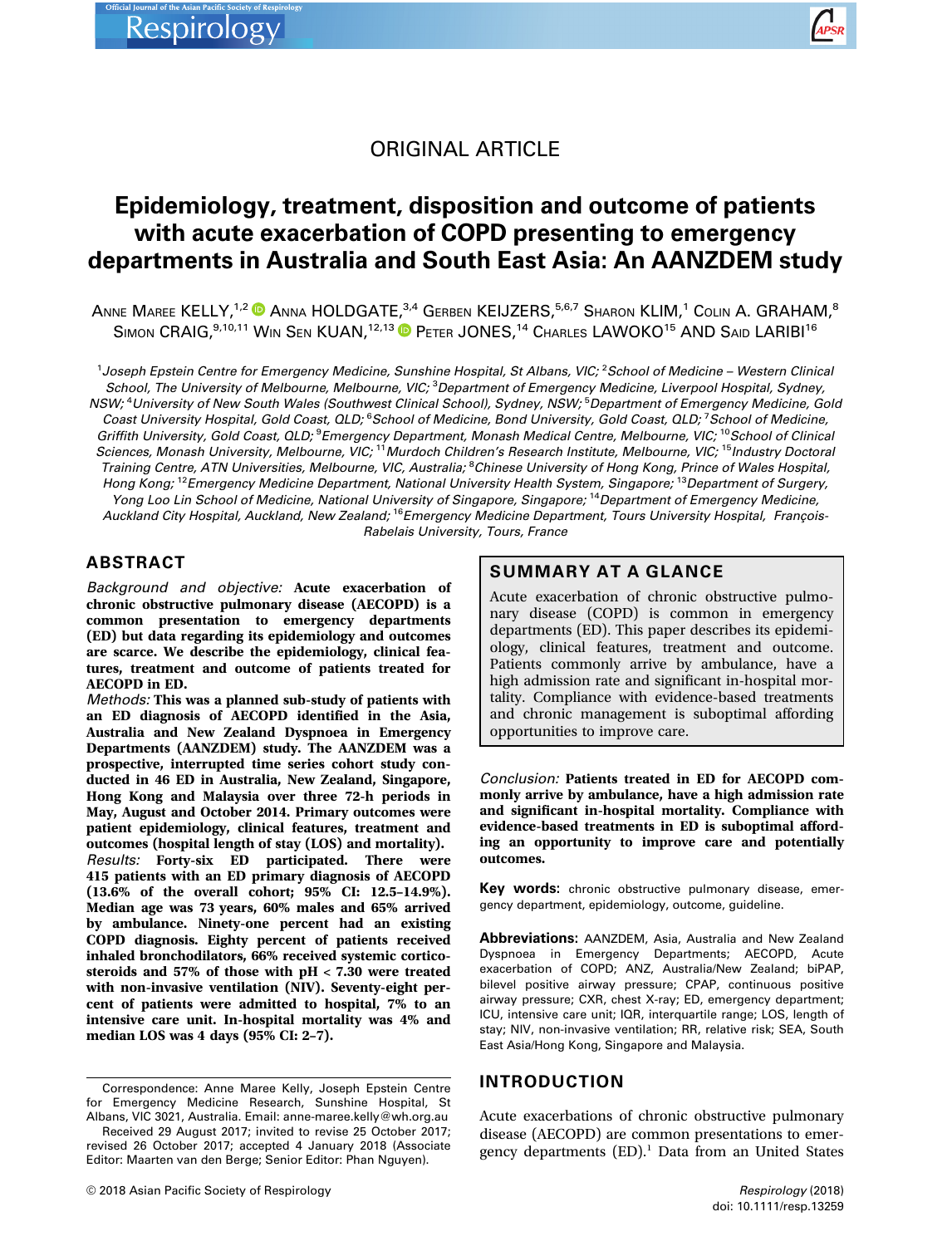ORIGINAL ARTICLE

# Epidemiology, treatment, disposition and outcome of patients with acute exacerbation of COPD presenting to emergency departments in Australia and South East Asia: An AANZDEM study

Anne Maree KELLY,[1,2] Anna HOLDGATE,[3,4] Gerben KEIJZERS,[5,6,7] Sharon KLIM,[1] Colin A. GRAHAM,[8] Simon CRAIG,[9,10,11] Win Sen KUAN,[12,13] Peter JONES,[14] Charles LAWOKO[15] and Said LARIBI[16]

[1]Joseph Epstein Centre for Emergency Medicine, Sunshine Hospital, St Albans, VIC; [2]School of Medicine – Western Clinical School, The University of Melbourne, Melbourne, VIC; [3]Department of Emergency Medicine, Liverpool Hospital, Sydney, NSW; [4]University of New South Wales (Southwest Clinical School), Sydney, NSW; [5]Department of Emergency Medicine, Gold Coast University Hospital, Gold Coast, QLD; [6]School of Medicine, Bond University, Gold Coast, QLD; [7]School of Medicine, Griffith University, Gold Coast, QLD; [9]Emergency Department, Monash Medical Centre, Melbourne, VIC; [10]School of Clinical Sciences, Monash University, Melbourne, VIC; [11]Murdoch Children's Research Institute, Melbourne, VIC; [15]Industry Doctoral Training Centre, ATN Universities, Melbourne, VIC, Australia; [8]Chinese University of Hong Kong, Prince of Wales Hospital, Hong Kong; [12]Emergency Medicine Department, National University Health System, Singapore; [13]Department of Surgery, Yong Loo Lin School of Medicine, National University of Singapore, Singapore; [14]Department of Emergency Medicine, Auckland City Hospital, Auckland, New Zealand; [16]Emergency Medicine Department, Tours University Hospital, François-Rabelais University, Tours, France

## ABSTRACT

*Background and objective:* **Acute exacerbation of chronic obstructive pulmonary disease (AECOPD) is a common presentation to emergency departments (ED) but data regarding its epidemiology and outcomes are scarce. We describe the epidemiology, clinical features, treatment and outcome of patients treated for AECOPD in ED.**

*Methods:* **This was a planned sub-study of patients with an ED diagnosis of AECOPD identified in the Asia, Australia and New Zealand Dyspnoea in Emergency Departments (AANZDEM) study. The AANZDEM was a prospective, interrupted time series cohort study conducted in 46 ED in Australia, New Zealand, Singapore, Hong Kong and Malaysia over three 72-h periods in May, August and October 2014. Primary outcomes were patient epidemiology, clinical features, treatment and outcomes (hospital length of stay (LOS) and mortality).**

*Results:* **Forty-six ED participated. There were 415 patients with an ED primary diagnosis of AECOPD (13.6% of the overall cohort; 95% CI: 12.5–14.9%). Median age was 73 years, 60% males and 65% arrived by ambulance. Ninety-one percent had an existing COPD diagnosis. Eighty percent of patients received inhaled bronchodilators, 66% received systemic corticosteroids and 57% of those with pH < 7.30 were treated with non-invasive ventilation (NIV). Seventy-eight percent of patients were admitted to hospital, 7% to an intensive care unit. In-hospital mortality was 4% and median LOS was 4 days (95% CI: 2–7).**

*Conclusion:* **Patients treated in ED for AECOPD commonly arrive by ambulance, have a high admission rate and significant in-hospital mortality. Compliance with evidence-based treatments in ED is suboptimal affording an opportunity to improve care and potentially outcomes.**

**Key words:** chronic obstructive pulmonary disease, emergency department, epidemiology, outcome, guideline.

## SUMMARY AT A GLANCE

Acute exacerbation of chronic obstructive pulmonary disease (COPD) is common in emergency departments (ED). This paper describes its epidemiology, clinical features, treatment and outcome. Patients commonly arrive by ambulance, have a high admission rate and significant in-hospital mortality. Compliance with evidence-based treatments and chronic management is suboptimal affording opportunities to improve care.

**Abbreviations:** AANZDEM, Asia, Australia and New Zealand Dyspnoea in Emergency Departments; AECOPD, Acute exacerbation of COPD; ANZ, Australia/New Zealand; biPAP, bilevel positive airway pressure; CPAP, continuous positive airway pressure; CXR, chest X-ray; ED, emergency department; ICU, intensive care unit; IQR, interquartile range; LOS, length of stay; NIV, non-invasive ventilation; RR, relative risk; SEA, South East Asia/Hong Kong, Singapore and Malaysia.

Correspondence: Anne Maree Kelly, Joseph Epstein Centre for Emergency Medicine Research, Sunshine Hospital, St Albans, VIC 3021, Australia. Email: anne-maree.kelly@wh.org.au

Received 29 August 2017; invited to revise 25 October 2017; revised 26 October 2017; accepted 4 January 2018 (Associate Editor: Maarten van den Berge; Senior Editor: Phan Nguyen).

## INTRODUCTION

Acute exacerbations of chronic obstructive pulmonary disease (AECOPD) are common presentations to emergency departments (ED).[1] Data from an United States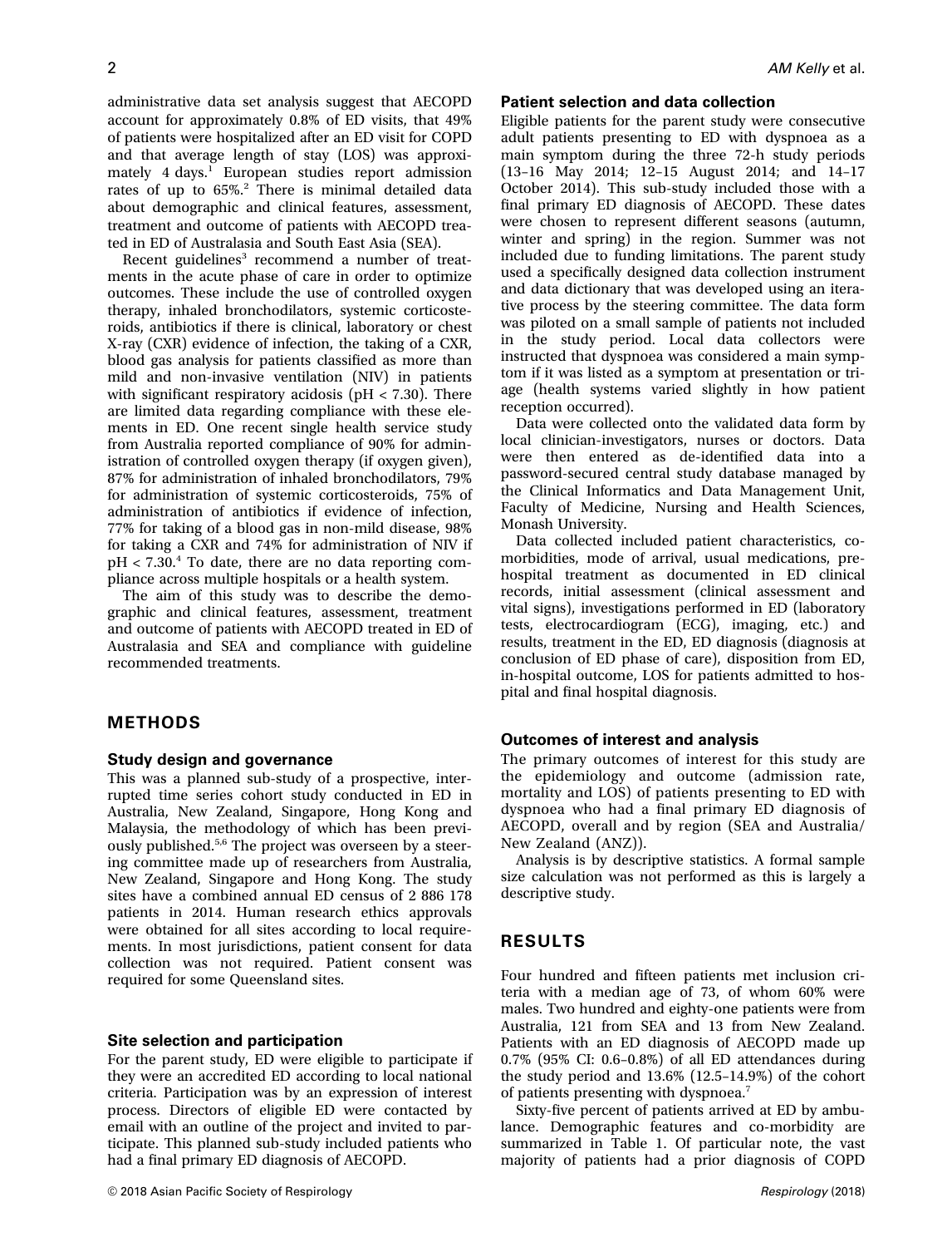administrative data set analysis suggest that AECOPD account for approximately 0.8% of ED visits, that 49% of patients were hospitalized after an ED visit for COPD and that average length of stay (LOS) was approximately 4 days.[1] European studies report admission rates of up to 65%.[2] There is minimal detailed data about demographic and clinical features, assessment, treatment and outcome of patients with AECOPD treated in ED of Australasia and South East Asia (SEA).

Recent guidelines[3] recommend a number of treatments in the acute phase of care in order to optimize outcomes. These include the use of controlled oxygen therapy, inhaled bronchodilators, systemic corticosteroids, antibiotics if there is clinical, laboratory or chest X-ray (CXR) evidence of infection, the taking of a CXR, blood gas analysis for patients classified as more than mild and non-invasive ventilation (NIV) in patients with significant respiratory acidosis (pH < 7.30). There are limited data regarding compliance with these elements in ED. One recent single health service study from Australia reported compliance of 90% for administration of controlled oxygen therapy (if oxygen given), 87% for administration of inhaled bronchodilators, 79% for administration of systemic corticosteroids, 75% of administration of antibiotics if evidence of infection, 77% for taking of a blood gas in non-mild disease, 98% for taking a CXR and 74% for administration of NIV if pH < 7.30.[4] To date, there are no data reporting compliance across multiple hospitals or a health system.

The aim of this study was to describe the demographic and clinical features, assessment, treatment and outcome of patients with AECOPD treated in ED of Australasia and SEA and compliance with guideline recommended treatments.

## METHODS

### Study design and governance

This was a planned sub-study of a prospective, interrupted time series cohort study conducted in ED in Australia, New Zealand, Singapore, Hong Kong and Malaysia, the methodology of which has been previously published.[5,6] The project was overseen by a steering committee made up of researchers from Australia, New Zealand, Singapore and Hong Kong. The study sites have a combined annual ED census of 2 886 178 patients in 2014. Human research ethics approvals were obtained for all sites according to local requirements. In most jurisdictions, patient consent for data collection was not required. Patient consent was required for some Queensland sites.

### Site selection and participation

For the parent study, ED were eligible to participate if they were an accredited ED according to local national criteria. Participation was by an expression of interest process. Directors of eligible ED were contacted by email with an outline of the project and invited to participate. This planned sub-study included patients who had a final primary ED diagnosis of AECOPD.

### Patient selection and data collection

Eligible patients for the parent study were consecutive adult patients presenting to ED with dyspnoea as a main symptom during the three 72-h study periods (13–16 May 2014; 12–15 August 2014; and 14–17 October 2014). This sub-study included those with a final primary ED diagnosis of AECOPD. These dates were chosen to represent different seasons (autumn, winter and spring) in the region. Summer was not included due to funding limitations. The parent study used a specifically designed data collection instrument and data dictionary that was developed using an iterative process by the steering committee. The data form was piloted on a small sample of patients not included in the study period. Local data collectors were instructed that dyspnoea was considered a main symptom if it was listed as a symptom at presentation or triage (health systems varied slightly in how patient reception occurred).

Data were collected onto the validated data form by local clinician-investigators, nurses or doctors. Data were then entered as de-identified data into a password-secured central study database managed by the Clinical Informatics and Data Management Unit, Faculty of Medicine, Nursing and Health Sciences, Monash University.

Data collected included patient characteristics, co-morbidities, mode of arrival, usual medications, pre-hospital treatment as documented in ED clinical records, initial assessment (clinical assessment and vital signs), investigations performed in ED (laboratory tests, electrocardiogram (ECG), imaging, etc.) and results, treatment in the ED, ED diagnosis (diagnosis at conclusion of ED phase of care), disposition from ED, in-hospital outcome, LOS for patients admitted to hospital and final hospital diagnosis.

### Outcomes of interest and analysis

The primary outcomes of interest for this study are the epidemiology and outcome (admission rate, mortality and LOS) of patients presenting to ED with dyspnoea who had a final primary ED diagnosis of AECOPD, overall and by region (SEA and Australia/New Zealand (ANZ)).

Analysis is by descriptive statistics. A formal sample size calculation was not performed as this is largely a descriptive study.

## RESULTS

Four hundred and fifteen patients met inclusion criteria with a median age of 73, of whom 60% were males. Two hundred and eighty-one patients were from Australia, 121 from SEA and 13 from New Zealand. Patients with an ED diagnosis of AECOPD made up 0.7% (95% CI: 0.6–0.8%) of all ED attendances during the study period and 13.6% (12.5–14.9%) of the cohort of patients presenting with dyspnoea.[7]

Sixty-five percent of patients arrived at ED by ambulance. Demographic features and co-morbidity are summarized in Table 1. Of particular note, the vast majority of patients had a prior diagnosis of COPD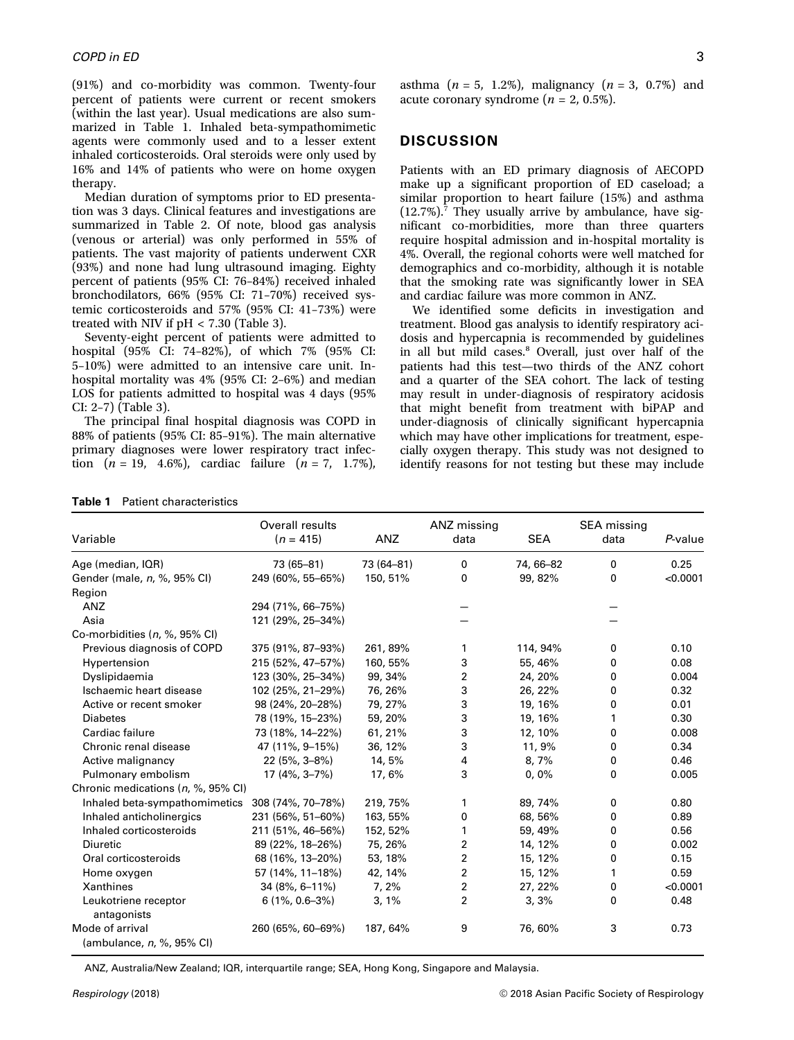(91%) and co-morbidity was common. Twenty-four percent of patients were current or recent smokers (within the last year). Usual medications are also summarized in Table 1. Inhaled beta-sympathomimetic agents were commonly used and to a lesser extent inhaled corticosteroids. Oral steroids were only used by 16% and 14% of patients who were on home oxygen therapy.

Median duration of symptoms prior to ED presentation was 3 days. Clinical features and investigations are summarized in Table 2. Of note, blood gas analysis (venous or arterial) was only performed in 55% of patients. The vast majority of patients underwent CXR (93%) and none had lung ultrasound imaging. Eighty percent of patients (95% CI: 76–84%) received inhaled bronchodilators, 66% (95% CI: 71–70%) received systemic corticosteroids and 57% (95% CI: 41–73%) were treated with NIV if pH < 7.30 (Table 3).

Seventy-eight percent of patients were admitted to hospital (95% CI: 74–82%), of which 7% (95% CI: 5–10%) were admitted to an intensive care unit. In-hospital mortality was 4% (95% CI: 2–6%) and median LOS for patients admitted to hospital was 4 days (95% CI: 2–7) (Table 3).

The principal final hospital diagnosis was COPD in 88% of patients (95% CI: 85–91%). The main alternative primary diagnoses were lower respiratory tract infection ($n$ = 19, 4.6%), cardiac failure ($n$ = 7, 1.7%), asthma ($n$ = 5, 1.2%), malignancy ($n$ = 3, 0.7%) and acute coronary syndrome ($n$ = 2, 0.5%).

## DISCUSSION

Patients with an ED primary diagnosis of AECOPD make up a significant proportion of ED caseload; a similar proportion to heart failure (15%) and asthma (12.7%).[7] They usually arrive by ambulance, have significant co-morbidities, more than three quarters require hospital admission and in-hospital mortality is 4%. Overall, the regional cohorts were well matched for demographics and co-morbidity, although it is notable that the smoking rate was significantly lower in SEA and cardiac failure was more common in ANZ.

We identified some deficits in investigation and treatment. Blood gas analysis to identify respiratory acidosis and hypercapnia is recommended by guidelines in all but mild cases.[8] Overall, just over half of the patients had this test—two thirds of the ANZ cohort and a quarter of the SEA cohort. The lack of testing may result in under-diagnosis of respiratory acidosis that might benefit from treatment with biPAP and under-diagnosis of clinically significant hypercapnia which may have other implications for treatment, especially oxygen therapy. This study was not designed to identify reasons for not testing but these may include

**Table 1** Patient characteristics

| Variable | Overall results ($n$ = 415) | ANZ | ANZ missing data | SEA | SEA missing data | $P$-value |
|---|---|---|---|---|---|---|
| Age (median, IQR) | 73 (65–81) | 73 (64–81) | 0 | 74, 66–82 | 0 | 0.25 |
| Gender (male, $n$, %, 95% CI) | 249 (60%, 55–65%) | 150, 51% | 0 | 99, 82% | 0 | <0.0001 |
| Region | | | | | | |
| ANZ | 294 (71%, 66–75%) | | — | | — | |
| Asia | 121 (29%, 25–34%) | | — | | — | |
| Co-morbidities ($n$, %, 95% CI) | | | | | | |
| Previous diagnosis of COPD | 375 (91%, 87–93%) | 261, 89% | 1 | 114, 94% | 0 | 0.10 |
| Hypertension | 215 (52%, 47–57%) | 160, 55% | 3 | 55, 46% | 0 | 0.08 |
| Dyslipidaemia | 123 (30%, 25–34%) | 99, 34% | 2 | 24, 20% | 0 | 0.004 |
| Ischaemic heart disease | 102 (25%, 21–29%) | 76, 26% | 3 | 26, 22% | 0 | 0.32 |
| Active or recent smoker | 98 (24%, 20–28%) | 79, 27% | 3 | 19, 16% | 0 | 0.01 |
| Diabetes | 78 (19%, 15–23%) | 59, 20% | 3 | 19, 16% | 1 | 0.30 |
| Cardiac failure | 73 (18%, 14–22%) | 61, 21% | 3 | 12, 10% | 0 | 0.008 |
| Chronic renal disease | 47 (11%, 9–15%) | 36, 12% | 3 | 11, 9% | 0 | 0.34 |
| Active malignancy | 22 (5%, 3–8%) | 14, 5% | 4 | 8, 7% | 0 | 0.46 |
| Pulmonary embolism | 17 (4%, 3–7%) | 17, 6% | 3 | 0, 0% | 0 | 0.005 |
| Chronic medications ($n$, %, 95% CI) | | | | | | |
| Inhaled beta-sympathomimetics | 308 (74%, 70–78%) | 219, 75% | 1 | 89, 74% | 0 | 0.80 |
| Inhaled anticholinergics | 231 (56%, 51–60%) | 163, 55% | 0 | 68, 56% | 0 | 0.89 |
| Inhaled corticosteroids | 211 (51%, 46–56%) | 152, 52% | 1 | 59, 49% | 0 | 0.56 |
| Diuretic | 89 (22%, 18–26%) | 75, 26% | 2 | 14, 12% | 0 | 0.002 |
| Oral corticosteroids | 68 (16%, 13–20%) | 53, 18% | 2 | 15, 12% | 0 | 0.15 |
| Home oxygen | 57 (14%, 11–18%) | 42, 14% | 2 | 15, 12% | 1 | 0.59 |
| Xanthines | 34 (8%, 6–11%) | 7, 2% | 2 | 27, 22% | 0 | <0.0001 |
| Leukotriene receptor antagonists | 6 (1%, 0.6–3%) | 3, 1% | 2 | 3, 3% | 0 | 0.48 |
| Mode of arrival (ambulance, $n$, %, 95% CI) | 260 (65%, 60–69%) | 187, 64% | 9 | 76, 60% | 3 | 0.73 |

ANZ, Australia/New Zealand; IQR, interquartile range; SEA, Hong Kong, Singapore and Malaysia.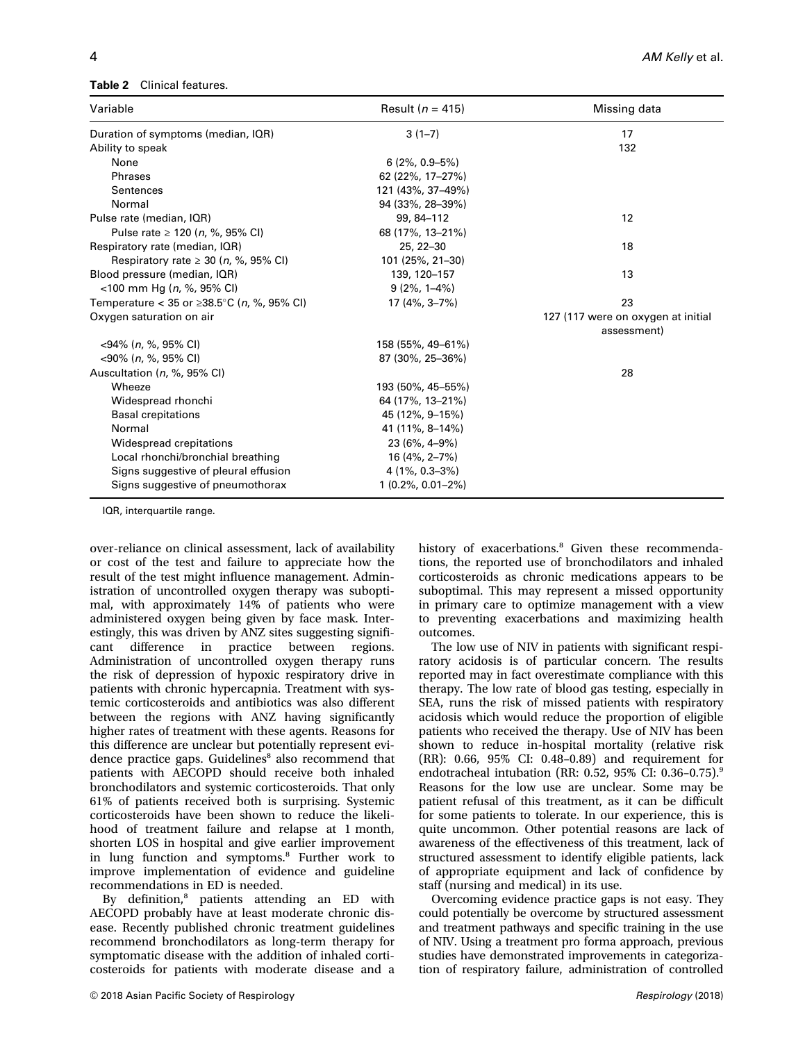**Table 2** Clinical features.

| Variable | Result ($n$ = 415) | Missing data |
|---|---|---|
| Duration of symptoms (median, IQR) | 3 (1–7) | 17 |
| Ability to speak | | 132 |
| None | 6 (2%, 0.9–5%) | |
| Phrases | 62 (22%, 17–27%) | |
| Sentences | 121 (43%, 37–49%) | |
| Normal | 94 (33%, 28–39%) | |
| Pulse rate (median, IQR) | 99, 84–112 | 12 |
| Pulse rate ≥ 120 ($n$, %, 95% CI) | 68 (17%, 13–21%) | |
| Respiratory rate (median, IQR) | 25, 22–30 | 18 |
| Respiratory rate ≥ 30 ($n$, %, 95% CI) | 101 (25%, 21–30) | |
| Blood pressure (median, IQR) | 139, 120–157 | 13 |
| <100 mm Hg ($n$, %, 95% CI) | 9 (2%, 1–4%) | |
| Temperature < 35 or ≥38.5°C ($n$, %, 95% CI) | 17 (4%, 3–7%) | 23 |
| Oxygen saturation on air | | 127 (117 were on oxygen at initial assessment) |
| <94% ($n$, %, 95% CI) | 158 (55%, 49–61%) | |
| <90% ($n$, %, 95% CI) | 87 (30%, 25–36%) | |
| Auscultation ($n$, %, 95% CI) | | 28 |
| Wheeze | 193 (50%, 45–55%) | |
| Widespread rhonchi | 64 (17%, 13–21%) | |
| Basal crepitations | 45 (12%, 9–15%) | |
| Normal | 41 (11%, 8–14%) | |
| Widespread crepitations | 23 (6%, 4–9%) | |
| Local rhonchi/bronchial breathing | 16 (4%, 2–7%) | |
| Signs suggestive of pleural effusion | 4 (1%, 0.3–3%) | |
| Signs suggestive of pneumothorax | 1 (0.2%, 0.01–2%) | |

IQR, interquartile range.

over-reliance on clinical assessment, lack of availability or cost of the test and failure to appreciate how the result of the test might influence management. Administration of uncontrolled oxygen therapy was suboptimal, with approximately 14% of patients who were administered oxygen being given by face mask. Interestingly, this was driven by ANZ sites suggesting significant difference in practice between regions. Administration of uncontrolled oxygen therapy runs the risk of depression of hypoxic respiratory drive in patients with chronic hypercapnia. Treatment with systemic corticosteroids and antibiotics was also different between the regions with ANZ having significantly higher rates of treatment with these agents. Reasons for this difference are unclear but potentially represent evidence practice gaps. Guidelines[8] also recommend that patients with AECOPD should receive both inhaled bronchodilators and systemic corticosteroids. That only 61% of patients received both is surprising. Systemic corticosteroids have been shown to reduce the likelihood of treatment failure and relapse at 1 month, shorten LOS in hospital and give earlier improvement in lung function and symptoms.[8] Further work to improve implementation of evidence and guideline recommendations in ED is needed.

By definition,[8] patients attending an ED with AECOPD probably have at least moderate chronic disease. Recently published chronic treatment guidelines recommend bronchodilators as long-term therapy for symptomatic disease with the addition of inhaled corticosteroids for patients with moderate disease and a history of exacerbations.[8] Given these recommendations, the reported use of bronchodilators and inhaled corticosteroids as chronic medications appears to be suboptimal. This may represent a missed opportunity in primary care to optimize management with a view to preventing exacerbations and maximizing health outcomes.

The low use of NIV in patients with significant respiratory acidosis is of particular concern. The results reported may in fact overestimate compliance with this therapy. The low rate of blood gas testing, especially in SEA, runs the risk of missed patients with respiratory acidosis which would reduce the proportion of eligible patients who received the therapy. Use of NIV has been shown to reduce in-hospital mortality (relative risk (RR): 0.66, 95% CI: 0.48–0.89) and requirement for endotracheal intubation (RR: 0.52, 95% CI: 0.36–0.75).[9] Reasons for the low use are unclear. Some may be patient refusal of this treatment, as it can be difficult for some patients to tolerate. In our experience, this is quite uncommon. Other potential reasons are lack of awareness of the effectiveness of this treatment, lack of structured assessment to identify eligible patients, lack of appropriate equipment and lack of confidence by staff (nursing and medical) in its use.

Overcoming evidence practice gaps is not easy. They could potentially be overcome by structured assessment and treatment pathways and specific training in the use of NIV. Using a treatment pro forma approach, previous studies have demonstrated improvements in categorization of respiratory failure, administration of controlled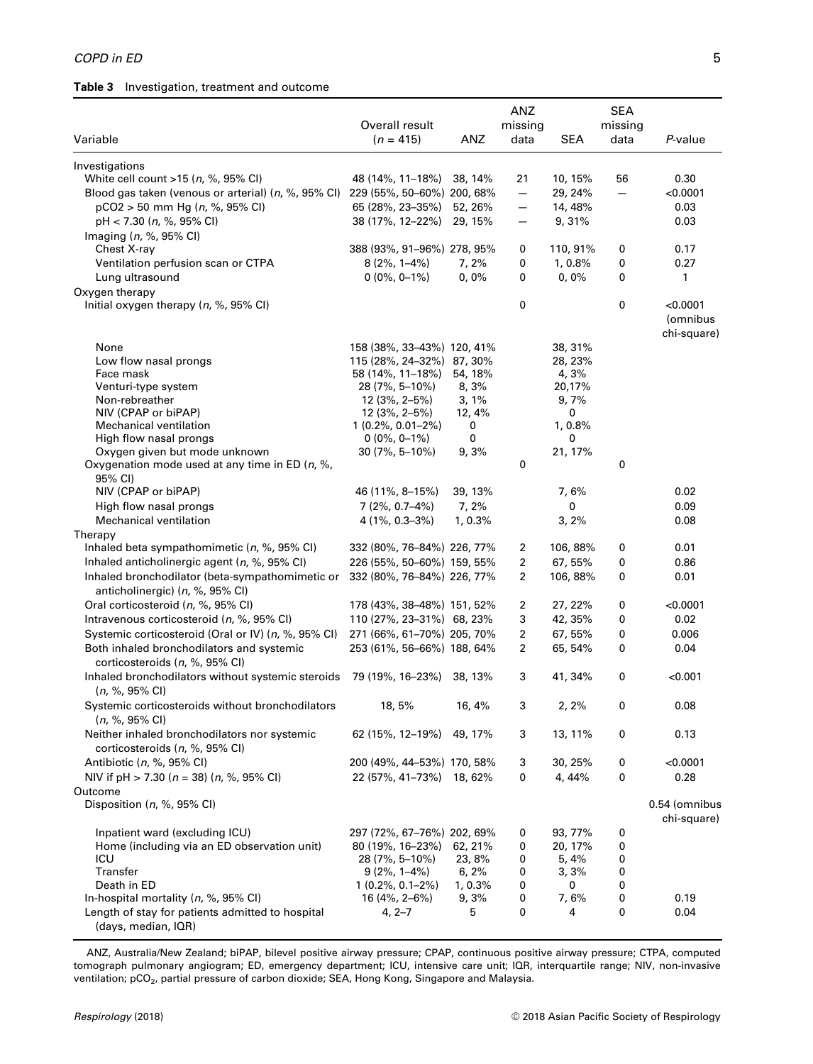**Table 3** Investigation, treatment and outcome

| Variable | Overall result ($n$ = 415) | ANZ | ANZ missing data | SEA | SEA missing data | $P$-value |
|---|---|---|---|---|---|---|
| Investigations | | | | | | |
| White cell count >15 ($n$, %, 95% CI) | 48 (14%, 11–18%) | 38, 14% | 21 | 10, 15% | 56 | 0.30 |
| Blood gas taken (venous or arterial) ($n$, %, 95% CI) | 229 (55%, 50–60%) | 200, 68% | — | 29, 24% | — | <0.0001 |
| pCO2 > 50 mm Hg ($n$, %, 95% CI) | 65 (28%, 23–35%) | 52, 26% | — | 14, 48% | | 0.03 |
| pH < 7.30 ($n$, %, 95% CI) | 38 (17%, 12–22%) | 29, 15% | — | 9, 31% | | 0.03 |
| Imaging ($n$, %, 95% CI) | | | | | | |
| Chest X-ray | 388 (93%, 91–96%) | 278, 95% | 0 | 110, 91% | 0 | 0.17 |
| Ventilation perfusion scan or CTPA | 8 (2%, 1–4%) | 7, 2% | 0 | 1, 0.8% | 0 | 0.27 |
| Lung ultrasound | 0 (0%, 0–1%) | 0, 0% | 0 | 0, 0% | 0 | 1 |
| Oxygen therapy | | | | | | |
| Initial oxygen therapy ($n$, %, 95% CI) | | | 0 | | 0 | <0.0001 (omnibus chi-square) |
| None | 158 (38%, 33–43%) | 120, 41% | | 38, 31% | | |
| Low flow nasal prongs | 115 (28%, 24–32%) | 87, 30% | | 28, 23% | | |
| Face mask | 58 (14%, 11–18%) | 54, 18% | | 4, 3% | | |
| Venturi-type system | 28 (7%, 5–10%) | 8, 3% | | 20,17% | | |
| Non-rebreather | 12 (3%, 2–5%) | 3, 1% | | 9, 7% | | |
| NIV (CPAP or biPAP) | 12 (3%, 2–5%) | 12, 4% | | 0 | | |
| Mechanical ventilation | 1 (0.2%, 0.01–2%) | 0 | | 1, 0.8% | | |
| High flow nasal prongs | 0 (0%, 0–1%) | 0 | | 0 | | |
| Oxygen given but mode unknown | 30 (7%, 5–10%) | 9, 3% | | 21, 17% | | |
| Oxygenation mode used at any time in ED ($n$, %, 95% CI) | | | 0 | | 0 | |
| NIV (CPAP or biPAP) | 46 (11%, 8–15%) | 39, 13% | | 7, 6% | | 0.02 |
| High flow nasal prongs | 7 (2%, 0.7–4%) | 7, 2% | | 0 | | 0.09 |
| Mechanical ventilation | 4 (1%, 0.3–3%) | 1, 0.3% | | 3, 2% | | 0.08 |
| Therapy | | | | | | |
| Inhaled beta sympathomimetic ($n$, %, 95% CI) | 332 (80%, 76–84%) | 226, 77% | 2 | 106, 88% | 0 | 0.01 |
| Inhaled anticholinergic agent ($n$, %, 95% CI) | 226 (55%, 50–60%) | 159, 55% | 2 | 67, 55% | 0 | 0.86 |
| Inhaled bronchodilator (beta-sympathomimetic or anticholinergic) ($n$, %, 95% CI) | 332 (80%, 76–84%) | 226, 77% | 2 | 106, 88% | 0 | 0.01 |
| Oral corticosteroid ($n$, %, 95% CI) | 178 (43%, 38–48%) | 151, 52% | 2 | 27, 22% | 0 | <0.0001 |
| Intravenous corticosteroid ($n$, %, 95% CI) | 110 (27%, 23–31%) | 68, 23% | 3 | 42, 35% | 0 | 0.02 |
| Systemic corticosteroid (Oral or IV) ($n$, %, 95% CI) | 271 (66%, 61–70%) | 205, 70% | 2 | 67, 55% | 0 | 0.006 |
| Both inhaled bronchodilators and systemic corticosteroids ($n$, %, 95% CI) | 253 (61%, 56–66%) | 188, 64% | 2 | 65, 54% | 0 | 0.04 |
| Inhaled bronchodilators without systemic steroids ($n$, %, 95% CI) | 79 (19%, 16–23%) | 38, 13% | 3 | 41, 34% | 0 | <0.001 |
| Systemic corticosteroids without bronchodilators ($n$, %, 95% CI) | 18, 5% | 16, 4% | 3 | 2, 2% | 0 | 0.08 |
| Neither inhaled bronchodilators nor systemic corticosteroids ($n$, %, 95% CI) | 62 (15%, 12–19%) | 49, 17% | 3 | 13, 11% | 0 | 0.13 |
| Antibiotic ($n$, %, 95% CI) | 200 (49%, 44–53%) | 170, 58% | 3 | 30, 25% | 0 | <0.0001 |
| NIV if pH > 7.30 ($n$ = 38) ($n$, %, 95% CI) | 22 (57%, 41–73%) | 18, 62% | 0 | 4, 44% | 0 | 0.28 |
| Outcome | | | | | | |
| Disposition ($n$, %, 95% CI) | | | | | | 0.54 (omnibus chi-square) |
| Inpatient ward (excluding ICU) | 297 (72%, 67–76%) | 202, 69% | 0 | 93, 77% | 0 | |
| Home (including via an ED observation unit) | 80 (19%, 16–23%) | 62, 21% | 0 | 20, 17% | 0 | |
| ICU | 28 (7%, 5–10%) | 23, 8% | 0 | 5, 4% | 0 | |
| Transfer | 9 (2%, 1–4%) | 6, 2% | 0 | 3, 3% | 0 | |
| Death in ED | 1 (0.2%, 0.1–2%) | 1, 0.3% | 0 | 0 | 0 | |
| In-hospital mortality ($n$, %, 95% CI) | 16 (4%, 2–6%) | 9, 3% | 0 | 7, 6% | 0 | 0.19 |
| Length of stay for patients admitted to hospital (days, median, IQR) | 4, 2–7 | 5 | 0 | 4 | 0 | 0.04 |

ANZ, Australia/New Zealand; biPAP, bilevel positive airway pressure; CPAP, continuous positive airway pressure; CTPA, computed tomograph pulmonary angiogram; ED, emergency department; ICU, intensive care unit; IQR, interquartile range; NIV, non-invasive ventilation; $pCO_2$, partial pressure of carbon dioxide; SEA, Hong Kong, Singapore and Malaysia.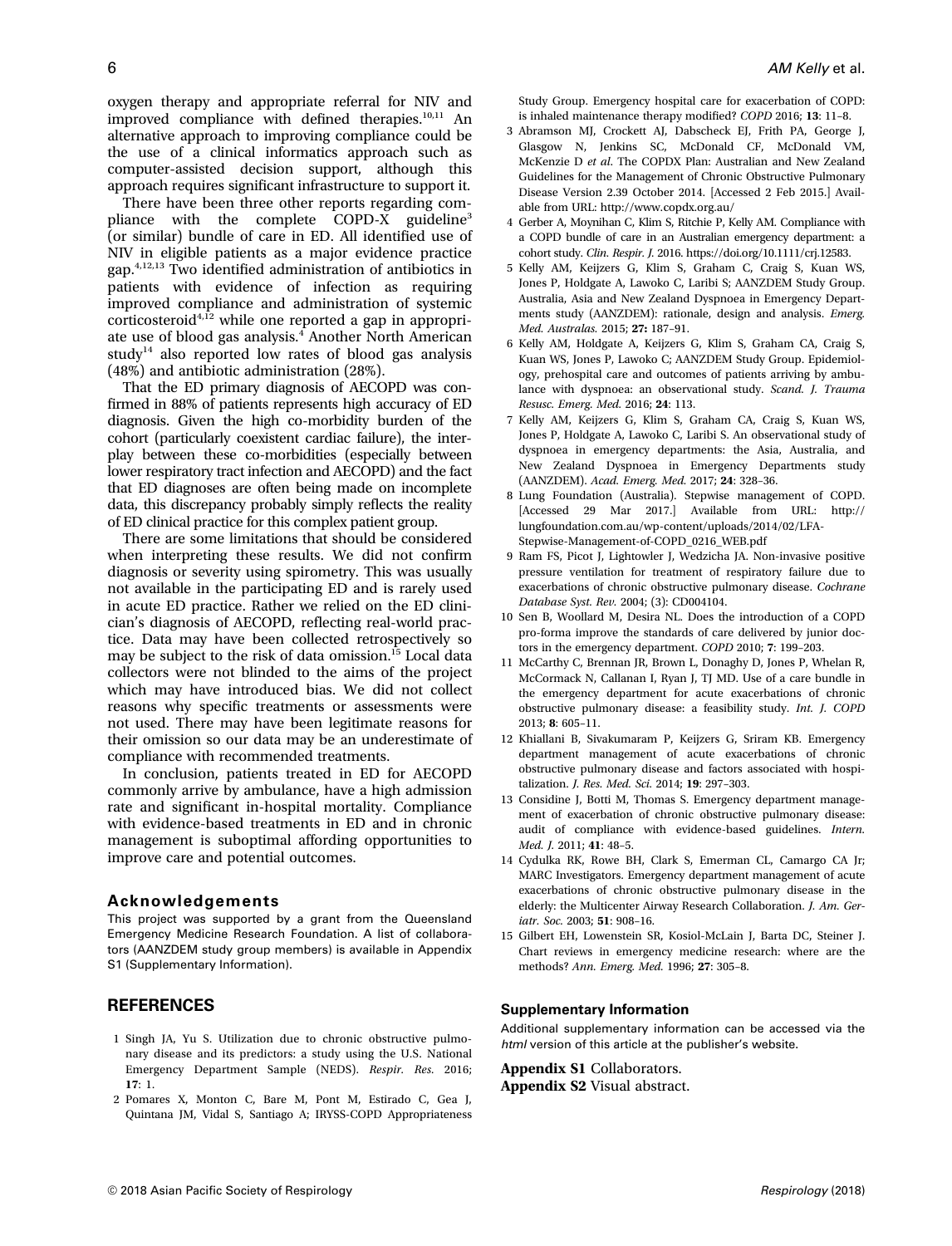oxygen therapy and appropriate referral for NIV and improved compliance with defined therapies.[10,11] An alternative approach to improving compliance could be the use of a clinical informatics approach such as computer-assisted decision support, although this approach requires significant infrastructure to support it.

There have been three other reports regarding compliance with the complete COPD-X guideline[3] (or similar) bundle of care in ED. All identified use of NIV in eligible patients as a major evidence practice gap.[4,12,13] Two identified administration of antibiotics in patients with evidence of infection as requiring improved compliance and administration of systemic corticosteroid[4,12] while one reported a gap in appropriate use of blood gas analysis.[4] Another North American study[14] also reported low rates of blood gas analysis (48%) and antibiotic administration (28%).

That the ED primary diagnosis of AECOPD was confirmed in 88% of patients represents high accuracy of ED diagnosis. Given the high co-morbidity burden of the cohort (particularly coexistent cardiac failure), the interplay between these co-morbidities (especially between lower respiratory tract infection and AECOPD) and the fact that ED diagnoses are often being made on incomplete data, this discrepancy probably simply reflects the reality of ED clinical practice for this complex patient group.

There are some limitations that should be considered when interpreting these results. We did not confirm diagnosis or severity using spirometry. This was usually not available in the participating ED and is rarely used in acute ED practice. Rather we relied on the ED clinician's diagnosis of AECOPD, reflecting real-world practice. Data may have been collected retrospectively so may be subject to the risk of data omission.[15] Local data collectors were not blinded to the aims of the project which may have introduced bias. We did not collect reasons why specific treatments or assessments were not used. There may have been legitimate reasons for their omission so our data may be an underestimate of compliance with recommended treatments.

In conclusion, patients treated in ED for AECOPD commonly arrive by ambulance, have a high admission rate and significant in-hospital mortality. Compliance with evidence-based treatments in ED and in chronic management is suboptimal affording opportunities to improve care and potential outcomes.

## Acknowledgements

This project was supported by a grant from the Queensland Emergency Medicine Research Foundation. A list of collaborators (AANZDEM study group members) is available in Appendix S1 (Supplementary Information).

## REFERENCES

1 Singh JA, Yu S. Utilization due to chronic obstructive pulmonary disease and its predictors: a study using the U.S. National Emergency Department Sample (NEDS). *Respir. Res.* 2016; **17**: 1.

2 Pomares X, Monton C, Bare M, Pont M, Estirado C, Gea J, Quintana JM, Vidal S, Santiago A; IRYSS-COPD Appropriateness Study Group. Emergency hospital care for exacerbation of COPD: is inhaled maintenance therapy modified? *COPD* 2016; **13**: 11–8.

3 Abramson MJ, Crockett AJ, Dabscheck EJ, Frith PA, George J, Glasgow N, Jenkins SC, McDonald CF, McDonald VM, McKenzie D *et al*. The COPDX Plan: Australian and New Zealand Guidelines for the Management of Chronic Obstructive Pulmonary Disease Version 2.39 October 2014. [Accessed 2 Feb 2015.] Available from URL: http://www.copdx.org.au/

4 Gerber A, Moynihan C, Klim S, Ritchie P, Kelly AM. Compliance with a COPD bundle of care in an Australian emergency department: a cohort study. *Clin. Respir. J.* 2016. https://doi.org/10.1111/crj.12583.

5 Kelly AM, Keijzers G, Klim S, Graham C, Craig S, Kuan WS, Jones P, Holdgate A, Lawoko C, Laribi S; AANZDEM Study Group. Australia, Asia and New Zealand Dyspnoea in Emergency Departments study (AANZDEM): rationale, design and analysis. *Emerg. Med. Australas.* 2015; **27:** 187–91.

6 Kelly AM, Holdgate A, Keijzers G, Klim S, Graham CA, Craig S, Kuan WS, Jones P, Lawoko C; AANZDEM Study Group. Epidemiology, prehospital care and outcomes of patients arriving by ambulance with dyspnoea: an observational study. *Scand. J. Trauma Resusc. Emerg. Med.* 2016; **24**: 113.

7 Kelly AM, Keijzers G, Klim S, Graham CA, Craig S, Kuan WS, Jones P, Holdgate A, Lawoko C, Laribi S. An observational study of dyspnoea in emergency departments: the Asia, Australia, and New Zealand Dyspnoea in Emergency Departments study (AANZDEM). *Acad. Emerg. Med.* 2017; **24**: 328–36.

8 Lung Foundation (Australia). Stepwise management of COPD. [Accessed 29 Mar 2017.] Available from URL: http://lungfoundation.com.au/wp-content/uploads/2014/02/LFA-Stepwise-Management-of-COPD_0216_WEB.pdf

9 Ram FS, Picot J, Lightowler J, Wedzicha JA. Non-invasive positive pressure ventilation for treatment of respiratory failure due to exacerbations of chronic obstructive pulmonary disease. *Cochrane Database Syst. Rev.* 2004; (3): CD004104.

10 Sen B, Woollard M, Desira NL. Does the introduction of a COPD pro-forma improve the standards of care delivered by junior doctors in the emergency department. *COPD* 2010; **7**: 199–203.

11 McCarthy C, Brennan JR, Brown L, Donaghy D, Jones P, Whelan R, McCormack N, Callanan I, Ryan J, TJ MD. Use of a care bundle in the emergency department for acute exacerbations of chronic obstructive pulmonary disease: a feasibility study. *Int. J. COPD* 2013; **8**: 605–11.

12 Khiallani B, Sivakumaram P, Keijzers G, Sriram KB. Emergency department management of acute exacerbations of chronic obstructive pulmonary disease and factors associated with hospitalization. *J. Res. Med. Sci.* 2014; **19**: 297–303.

13 Considine J, Botti M, Thomas S. Emergency department management of exacerbation of chronic obstructive pulmonary disease: audit of compliance with evidence-based guidelines. *Intern. Med. J.* 2011; **41**: 48–5.

14 Cydulka RK, Rowe BH, Clark S, Emerman CL, Camargo CA Jr; MARC Investigators. Emergency department management of acute exacerbations of chronic obstructive pulmonary disease in the elderly: the Multicenter Airway Research Collaboration. *J. Am. Geriatr. Soc.* 2003; **51**: 908–16.

15 Gilbert EH, Lowenstein SR, Kosiol-McLain J, Barta DC, Steiner J. Chart reviews in emergency medicine research: where are the methods? *Ann. Emerg. Med.* 1996; **27**: 305–8.

### Supplementary Information

Additional supplementary information can be accessed via the *html* version of this article at the publisher's website.

**Appendix S1** Collaborators.

**Appendix S2** Visual abstract.